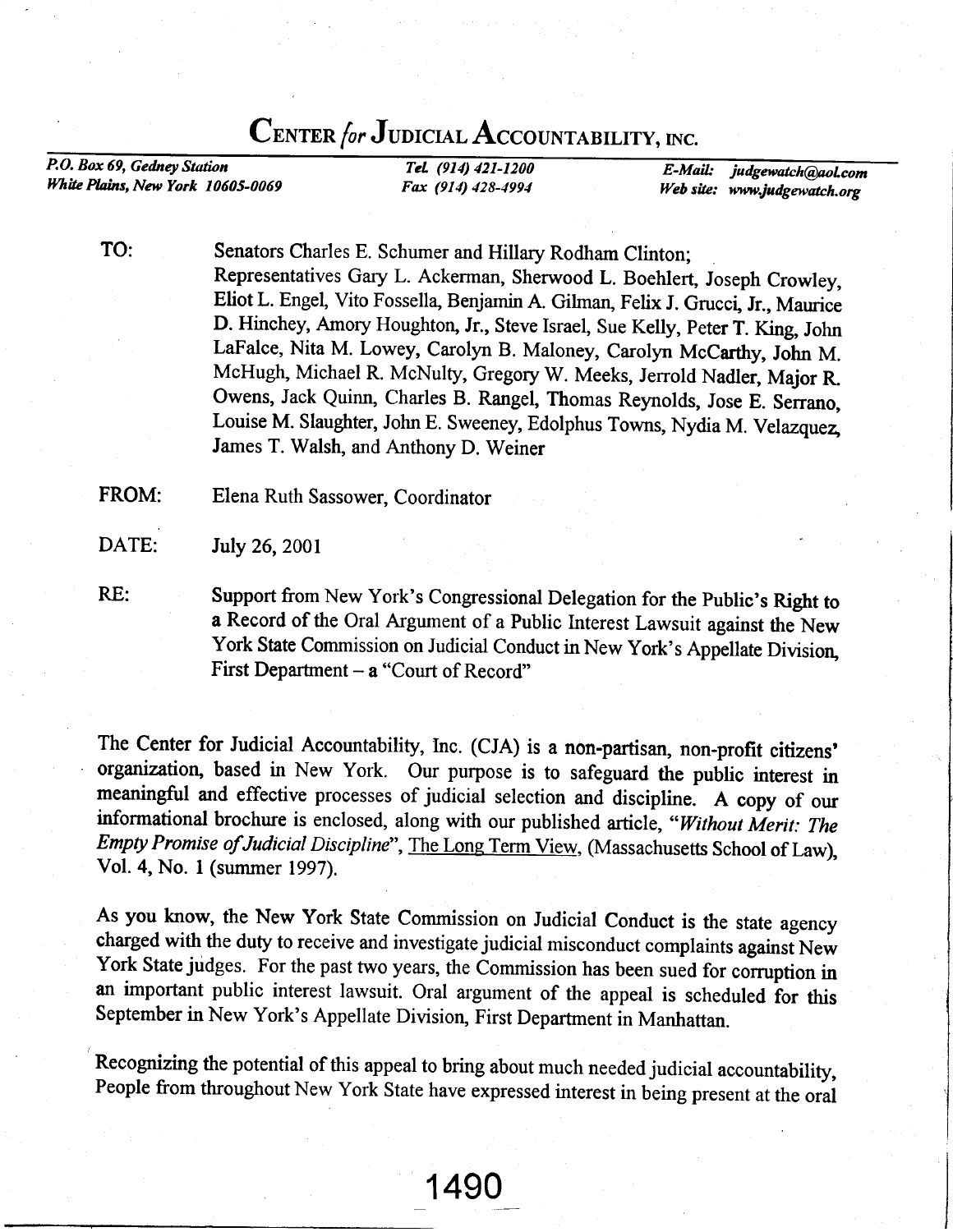# CENTER *for* JUDICIAL ACCOUNTABILITY, INC.

*P.O. Box 69, Gedney Station*
*White Plains, New York 10605-0069*

*Tel. (914) 421-1200*
*Fax (914) 428-4994*

*E-Mail: judgewatch@aol.com*
*Web site: www.judgewatch.org*

**TO:** Senators Charles E. Schumer and Hillary Rodham Clinton;
Representatives Gary L. Ackerman, Sherwood L. Boehlert, Joseph Crowley, Eliot L. Engel, Vito Fossella, Benjamin A. Gilman, Felix J. Grucci, Jr., Maurice D. Hinchey, Amory Houghton, Jr., Steve Israel, Sue Kelly, Peter T. King, John LaFalce, Nita M. Lowey, Carolyn B. Maloney, Carolyn McCarthy, John M. McHugh, Michael R. McNulty, Gregory W. Meeks, Jerrold Nadler, Major R. Owens, Jack Quinn, Charles B. Rangel, Thomas Reynolds, Jose E. Serrano, Louise M. Slaughter, John E. Sweeney, Edolphus Towns, Nydia M. Velazquez, James T. Walsh, and Anthony D. Weiner

**FROM:** Elena Ruth Sassower, Coordinator

**DATE:** July 26, 2001

**RE:** Support from New York's Congressional Delegation for the Public's Right to a Record of the Oral Argument of a Public Interest Lawsuit against the New York State Commission on Judicial Conduct in New York's Appellate Division, First Department – a "Court of Record"

The Center for Judicial Accountability, Inc. (CJA) is a non-partisan, non-profit citizens' organization, based in New York. Our purpose is to safeguard the public interest in meaningful and effective processes of judicial selection and discipline. A copy of our informational brochure is enclosed, along with our published article, "*Without Merit: The Empty Promise of Judicial Discipline*", The Long Term View, (Massachusetts School of Law), Vol. 4, No. 1 (summer 1997).

As you know, the New York State Commission on Judicial Conduct is the state agency charged with the duty to receive and investigate judicial misconduct complaints against New York State judges. For the past two years, the Commission has been sued for corruption in an important public interest lawsuit. Oral argument of the appeal is scheduled for this September in New York's Appellate Division, First Department in Manhattan.

Recognizing the potential of this appeal to bring about much needed judicial accountability, People from throughout New York State have expressed interest in being present at the oral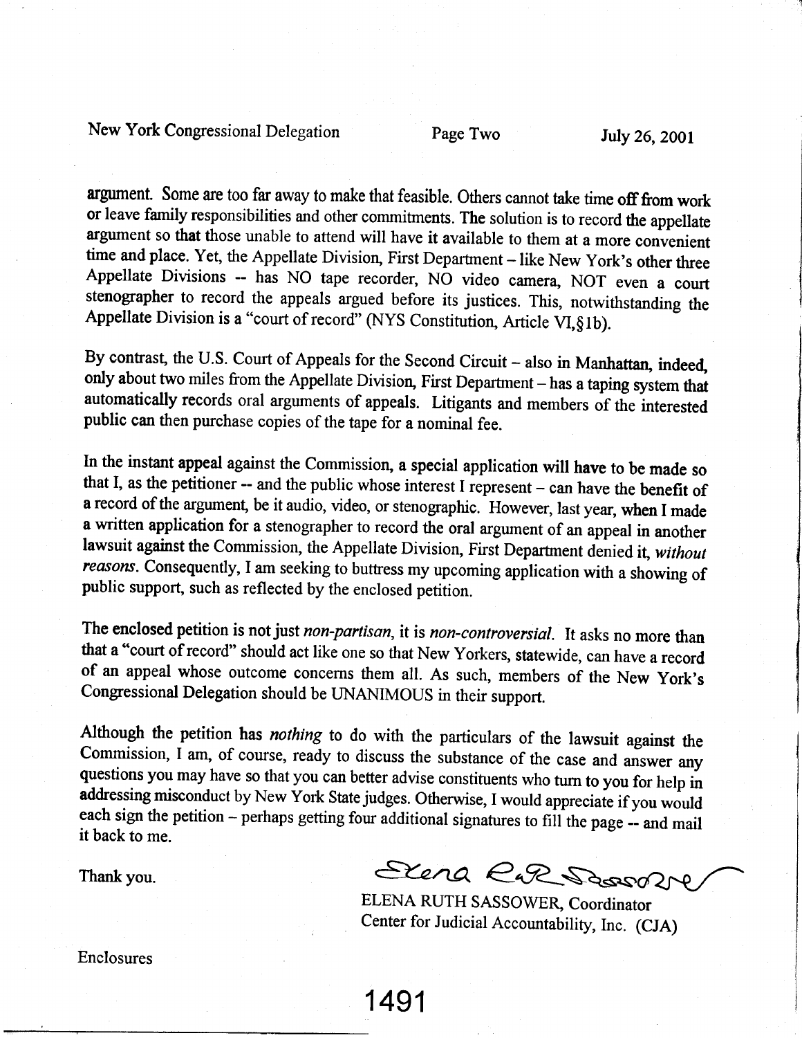argument. Some are too far away to make that feasible. Others cannot take time off from work or leave family responsibilities and other commitments. The solution is to record the appellate argument so that those unable to attend will have it available to them at a more convenient time and place. Yet, the Appellate Division, First Department – like New York's other three Appellate Divisions -- has NO tape recorder, NO video camera, NOT even a court stenographer to record the appeals argued before its justices. This, notwithstanding the Appellate Division is a "court of record" (NYS Constitution, Article VI,§1b).

By contrast, the U.S. Court of Appeals for the Second Circuit – also in Manhattan, indeed, only about two miles from the Appellate Division, First Department – has a taping system that automatically records oral arguments of appeals. Litigants and members of the interested public can then purchase copies of the tape for a nominal fee.

In the instant appeal against the Commission, a special application will have to be made so that I, as the petitioner -- and the public whose interest I represent – can have the benefit of a record of the argument, be it audio, video, or stenographic. However, last year, when I made a written application for a stenographer to record the oral argument of an appeal in another lawsuit against the Commission, the Appellate Division, First Department denied it, *without reasons*. Consequently, I am seeking to buttress my upcoming application with a showing of public support, such as reflected by the enclosed petition.

The enclosed petition is not just *non-partisan*, it is *non-controversial*. It asks no more than that a "court of record" should act like one so that New Yorkers, statewide, can have a record of an appeal whose outcome concerns them all. As such, members of the New York's Congressional Delegation should be UNANIMOUS in their support.

Although the petition has *nothing* to do with the particulars of the lawsuit against the Commission, I am, of course, ready to discuss the substance of the case and answer any questions you may have so that you can better advise constituents who turn to you for help in addressing misconduct by New York State judges. Otherwise, I would appreciate if you would each sign the petition – perhaps getting four additional signatures to fill the page -- and mail it back to me.

Thank you.

Elena RR Sassower

ELENA RUTH SASSOWER, Coordinator
Center for Judicial Accountability, Inc. (CJA)

Enclosures

1491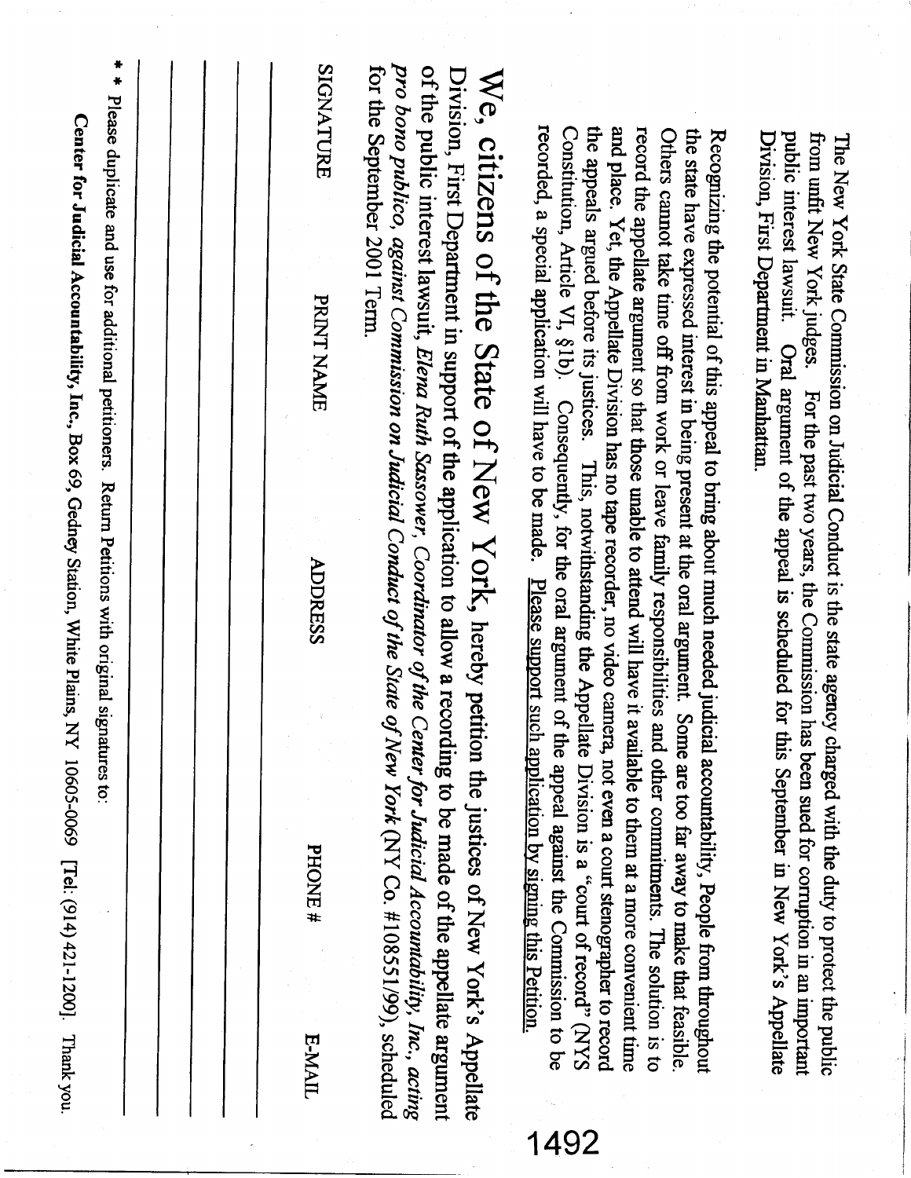The New York State Commission on Judicial Conduct is the state agency charged with the duty to protect the public from unfit New York judges. For the past two years, the Commission has been sued for corruption in an important public interest lawsuit. Oral argument of the appeal is scheduled for this September in New York's Appellate Division, First Department in Manhattan.

Recognizing the potential of this appeal to bring about much needed judicial accountability, People from throughout the state have expressed interest in being present at the oral argument. Some are too far away to make that feasible. Others cannot take time off from work or leave family responsibilities and other commitments. The solution is to record the appellate argument so that those unable to attend will have it available to them at a more convenient time and place. Yet, the Appellate Division has no tape recorder, no video camera, not even a court stenographer to record the appeals argued before its justices. This, notwithstanding the Appellate Division is a "court of record" (NYS Constitution, Article VI, §1b). Consequently, for the oral argument of the appeal against the Commission to be recorded, a special application will have to be made. <u>Please support such application by signing this Petition.</u>

We, citizens of the State of New York, hereby petition the justices of New York's Appellate Division, First Department in support of the application to allow a recording to be made of the appellate argument of the public interest lawsuit, *Elena Ruth Sassower, Coordinator of the Center for Judicial Accountability, Inc., acting pro bono publico, against Commission on Judicial Conduct of the State of New York* (NY Co. #108551/99), scheduled for the September 2001 Term.

| SIGNATURE | PRINT NAME | ADDRESS | PHONE # | E-MAIL |
|---|---|---|---|---|
| | | | | |
| | | | | |
| | | | | |
| | | | | |
| | | | | |
| | | | | |
| | | | | |

\* \* Please duplicate and use for additional petitioners. Return Petitions with original signatures to:

**Center for Judicial Accountability, Inc.**, Box 69, Gedney Station, White Plains, NY 10605-0069 [Tel: (914) 421-1200]. Thank you.